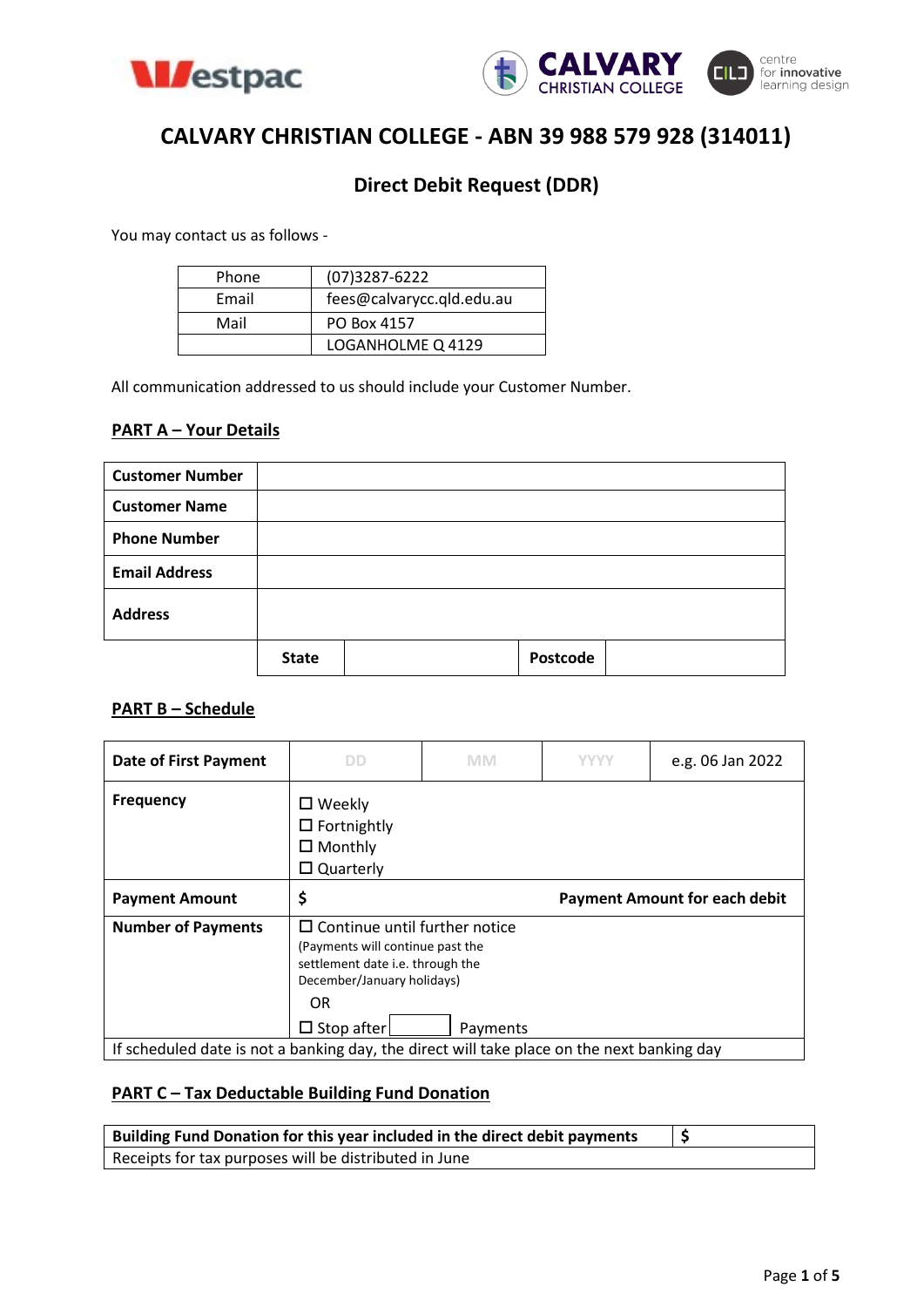# CALVARY CHRISTIAN COLLEGE - ABN 39 988 579 928 (314011)

## Direct Debit Request (DDR)

You may contact us as follows -

| | |
|---|---|
| Phone | (07)3287-6222 |
| Email | fees@calvarycc.qld.edu.au |
| Mail | PO Box 4157 |
| | LOGANHOLME Q 4129 |

All communication addressed to us should include your Customer Number.

### PART A – Your Details

| | | | | |
|---|---|---|---|---|
| **Customer Number** | | | | |
| **Customer Name** | | | | |
| **Phone Number** | | | | |
| **Email Address** | | | | |
| **Address** | | | | |
| | **State** | | **Postcode** | |

### PART B – Schedule

| | | | | |
|---|---|---|---|---|
| **Date of First Payment** | DD | MM | YYYY | e.g. 06 Jan 2022 |
| **Frequency** | ☐ Weekly<br>☐ Fortnightly<br>☐ Monthly<br>☐ Quarterly | | | |
| **Payment Amount** | $ | | | **Payment Amount for each debit** |
| **Number of Payments** | ☐ Continue until further notice<br>(Payments will continue past the settlement date i.e. through the December/January holidays)<br>OR<br>☐ Stop after ______ Payments | | | |
| If scheduled date is not a banking day, the direct will take place on the next banking day | | | | |

### PART C – Tax Deductable Building Fund Donation

| | |
|---|---|
| **Building Fund Donation for this year included in the direct debit payments** | **$** |
| Receipts for tax purposes will be distributed in June | |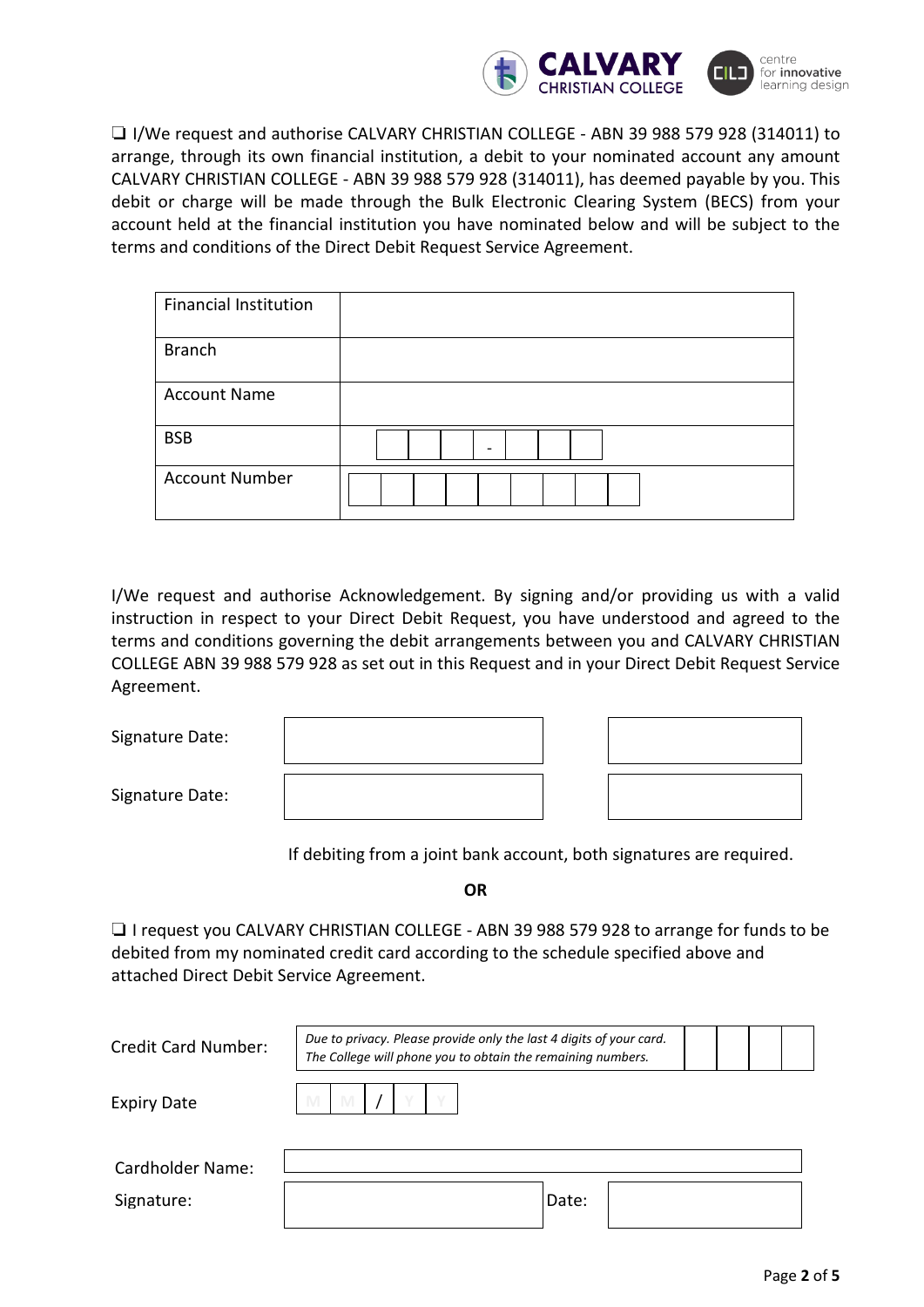❑ I/We request and authorise CALVARY CHRISTIAN COLLEGE - ABN 39 988 579 928 (314011) to arrange, through its own financial institution, a debit to your nominated account any amount CALVARY CHRISTIAN COLLEGE - ABN 39 988 579 928 (314011), has deemed payable by you. This debit or charge will be made through the Bulk Electronic Clearing System (BECS) from your account held at the financial institution you have nominated below and will be subject to the terms and conditions of the Direct Debit Request Service Agreement.

| Financial Institution | |
|---|---|
| Branch | |
| Account Name | |
| BSB | ☐☐☐ - ☐☐☐ |
| Account Number | ☐☐☐☐☐☐☐☐☐ |

I/We request and authorise Acknowledgement. By signing and/or providing us with a valid instruction in respect to your Direct Debit Request, you have understood and agreed to the terms and conditions governing the debit arrangements between you and CALVARY CHRISTIAN COLLEGE ABN 39 988 579 928 as set out in this Request and in your Direct Debit Request Service Agreement.

| | | |
|---|---|---|
| Signature Date: | | |
| Signature Date: | | |

If debiting from a joint bank account, both signatures are required.

**OR**

❑ I request you CALVARY CHRISTIAN COLLEGE - ABN 39 988 579 928 to arrange for funds to be debited from my nominated credit card according to the schedule specified above and attached Direct Debit Service Agreement.

| | |
|---|---|
| Credit Card Number: | *Due to privacy. Please provide only the last 4 digits of your card. The College will phone you to obtain the remaining numbers.* ☐☐☐☐ |
| Expiry Date | M M / Y Y |
| Cardholder Name: | |
| Signature: | Date: |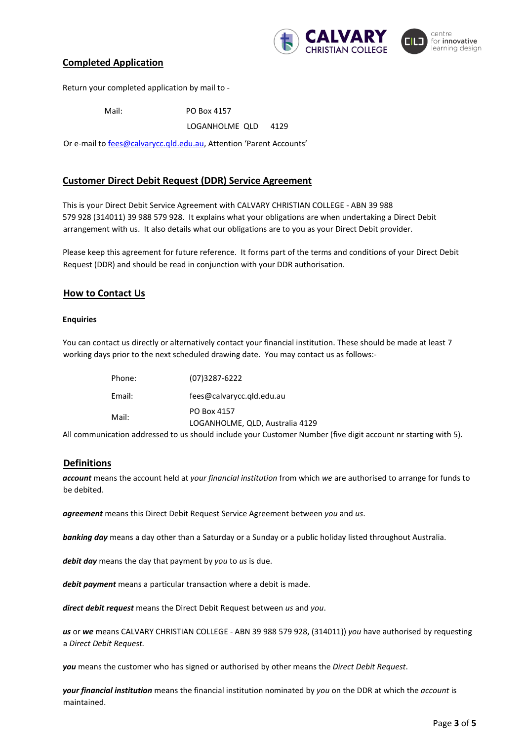## Completed Application

Return your completed application by mail to -

Mail: PO Box 4157
LOGANHOLME QLD 4129

Or e-mail to fees@calvarycc.qld.edu.au, Attention 'Parent Accounts'

## Customer Direct Debit Request (DDR) Service Agreement

This is your Direct Debit Service Agreement with CALVARY CHRISTIAN COLLEGE - ABN 39 988 579 928 (314011) 39 988 579 928. It explains what your obligations are when undertaking a Direct Debit arrangement with us. It also details what our obligations are to you as your Direct Debit provider.

Please keep this agreement for future reference. It forms part of the terms and conditions of your Direct Debit Request (DDR) and should be read in conjunction with your DDR authorisation.

## How to Contact Us

**Enquiries**

You can contact us directly or alternatively contact your financial institution. These should be made at least 7 working days prior to the next scheduled drawing date. You may contact us as follows:-

| | |
|---|---|
| Phone: | (07)3287-6222 |
| Email: | fees@calvarycc.qld.edu.au |
| Mail: | PO Box 4157<br>LOGANHOLME, QLD, Australia 4129 |

All communication addressed to us should include your Customer Number (five digit account nr starting with 5).

## Definitions

***account*** means the account held at *your financial institution* from which *we* are authorised to arrange for funds to be debited.

***agreement*** means this Direct Debit Request Service Agreement between *you* and *us*.

***banking day*** means a day other than a Saturday or a Sunday or a public holiday listed throughout Australia.

***debit day*** means the day that payment by *you* to *us* is due.

***debit payment*** means a particular transaction where a debit is made.

***direct debit request*** means the Direct Debit Request between *us* and *you*.

***us*** or ***we*** means CALVARY CHRISTIAN COLLEGE - ABN 39 988 579 928, (314011)) *you* have authorised by requesting a *Direct Debit Request.*

***you*** means the customer who has signed or authorised by other means the *Direct Debit Request*.

***your financial institution*** means the financial institution nominated by *you* on the DDR at which the *account* is maintained.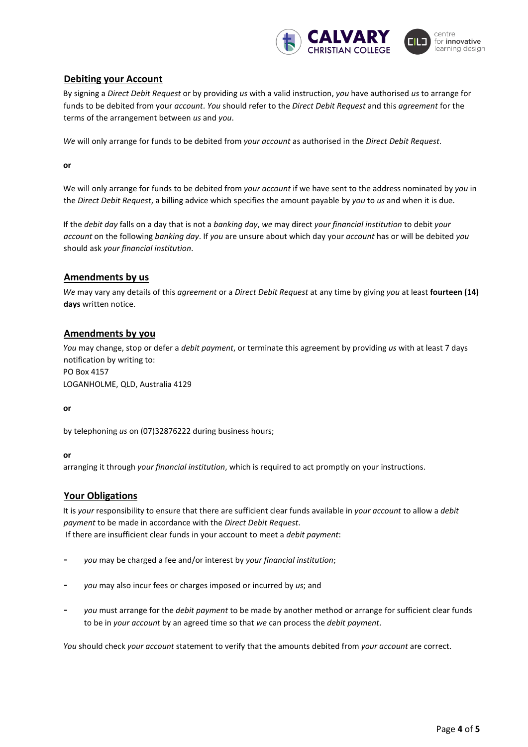## Debiting your Account

By signing a *Direct Debit Request* or by providing *us* with a valid instruction, *you* have authorised *us* to arrange for funds to be debited from your *account*. *You* should refer to the *Direct Debit Request* and this *agreement* for the terms of the arrangement between *us* and *you*.

*We* will only arrange for funds to be debited from *your account* as authorised in the *Direct Debit Request*.

**or**

We will only arrange for funds to be debited from *your account* if we have sent to the address nominated by *you* in the *Direct Debit Request*, a billing advice which specifies the amount payable by *you* to *us* and when it is due.

If the *debit day* falls on a day that is not a *banking day*, *we* may direct *your financial institution* to debit *your account* on the following *banking day*. If *you* are unsure about which day your *account* has or will be debited *you* should ask *your financial institution*.

## Amendments by us

*We* may vary any details of this *agreement* or a *Direct Debit Request* at any time by giving *you* at least **fourteen (14) days** written notice.

## Amendments by you

*You* may change, stop or defer a *debit payment*, or terminate this agreement by providing *us* with at least 7 days notification by writing to:
PO Box 4157
LOGANHOLME, QLD, Australia 4129

**or**

by telephoning *us* on (07)32876222 during business hours;

**or**

arranging it through *your financial institution*, which is required to act promptly on your instructions.

## Your Obligations

It is *your* responsibility to ensure that there are sufficient clear funds available in *your account* to allow a *debit payment* to be made in accordance with the *Direct Debit Request*.
If there are insufficient clear funds in your account to meet a *debit payment*:

- *you* may be charged a fee and/or interest by *your financial institution*;
- *you* may also incur fees or charges imposed or incurred by *us*; and
- *you* must arrange for the *debit payment* to be made by another method or arrange for sufficient clear funds to be in *your account* by an agreed time so that *we* can process the *debit payment*.

*You* should check *your account* statement to verify that the amounts debited from *your account* are correct.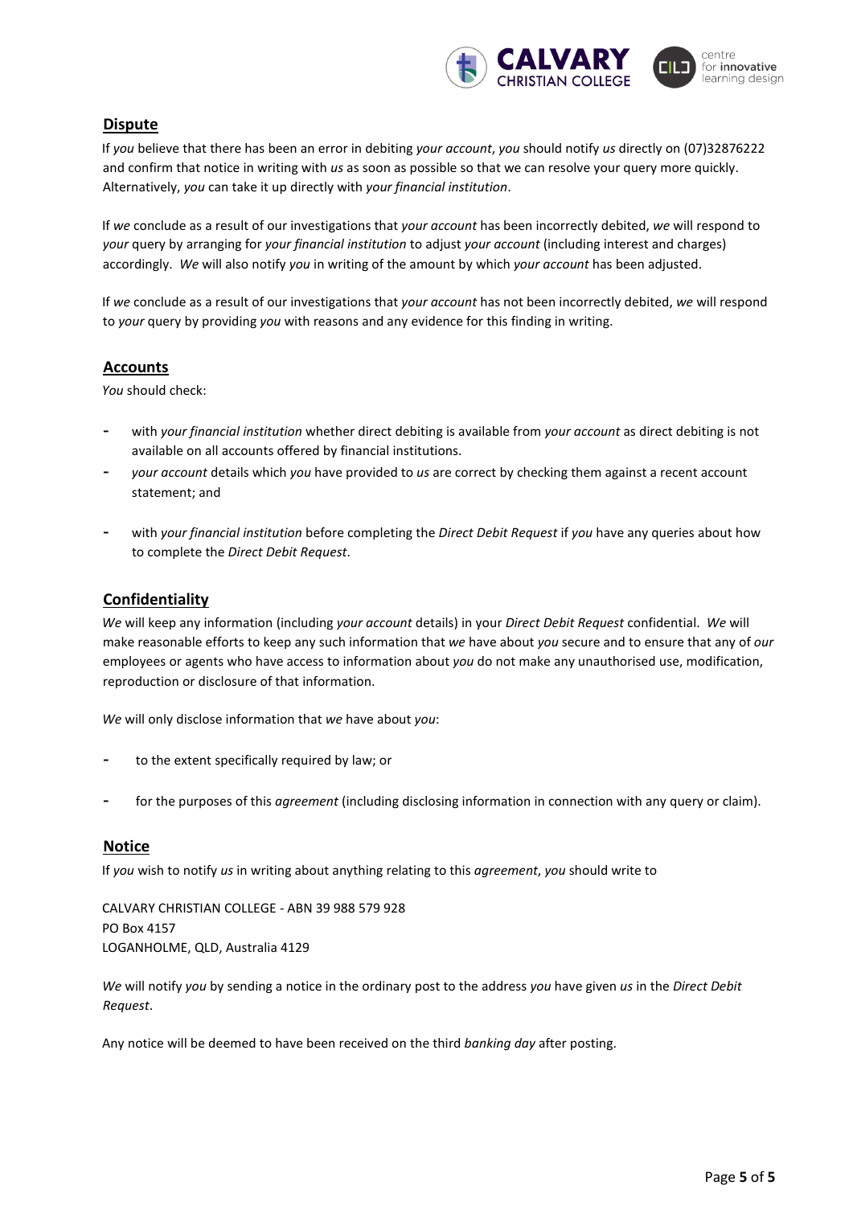## Dispute

If *you* believe that there has been an error in debiting *your account*, *you* should notify *us* directly on (07)32876222 and confirm that notice in writing with *us* as soon as possible so that we can resolve your query more quickly. Alternatively, *you* can take it up directly with *your financial institution*.

If *we* conclude as a result of our investigations that *your account* has been incorrectly debited, *we* will respond to *your* query by arranging for *your financial institution* to adjust *your account* (including interest and charges) accordingly. *We* will also notify *you* in writing of the amount by which *your account* has been adjusted.

If *we* conclude as a result of our investigations that *your account* has not been incorrectly debited, *we* will respond to *your* query by providing *you* with reasons and any evidence for this finding in writing.

## Accounts

*You* should check:

- with *your financial institution* whether direct debiting is available from *your account* as direct debiting is not available on all accounts offered by financial institutions.
- *your account* details which *you* have provided to *us* are correct by checking them against a recent account statement; and
- with *your financial institution* before completing the *Direct Debit Request* if *you* have any queries about how to complete the *Direct Debit Request*.

## Confidentiality

*We* will keep any information (including *your account* details) in your *Direct Debit Request* confidential. *We* will make reasonable efforts to keep any such information that *we* have about *you* secure and to ensure that any of *our* employees or agents who have access to information about *you* do not make any unauthorised use, modification, reproduction or disclosure of that information.

*We* will only disclose information that *we* have about *you*:

- to the extent specifically required by law; or
- for the purposes of this *agreement* (including disclosing information in connection with any query or claim).

## Notice

If *you* wish to notify *us* in writing about anything relating to this *agreement*, *you* should write to

CALVARY CHRISTIAN COLLEGE - ABN 39 988 579 928
PO Box 4157
LOGANHOLME, QLD, Australia 4129

*We* will notify *you* by sending a notice in the ordinary post to the address *you* have given *us* in the *Direct Debit Request*.

Any notice will be deemed to have been received on the third *banking day* after posting.